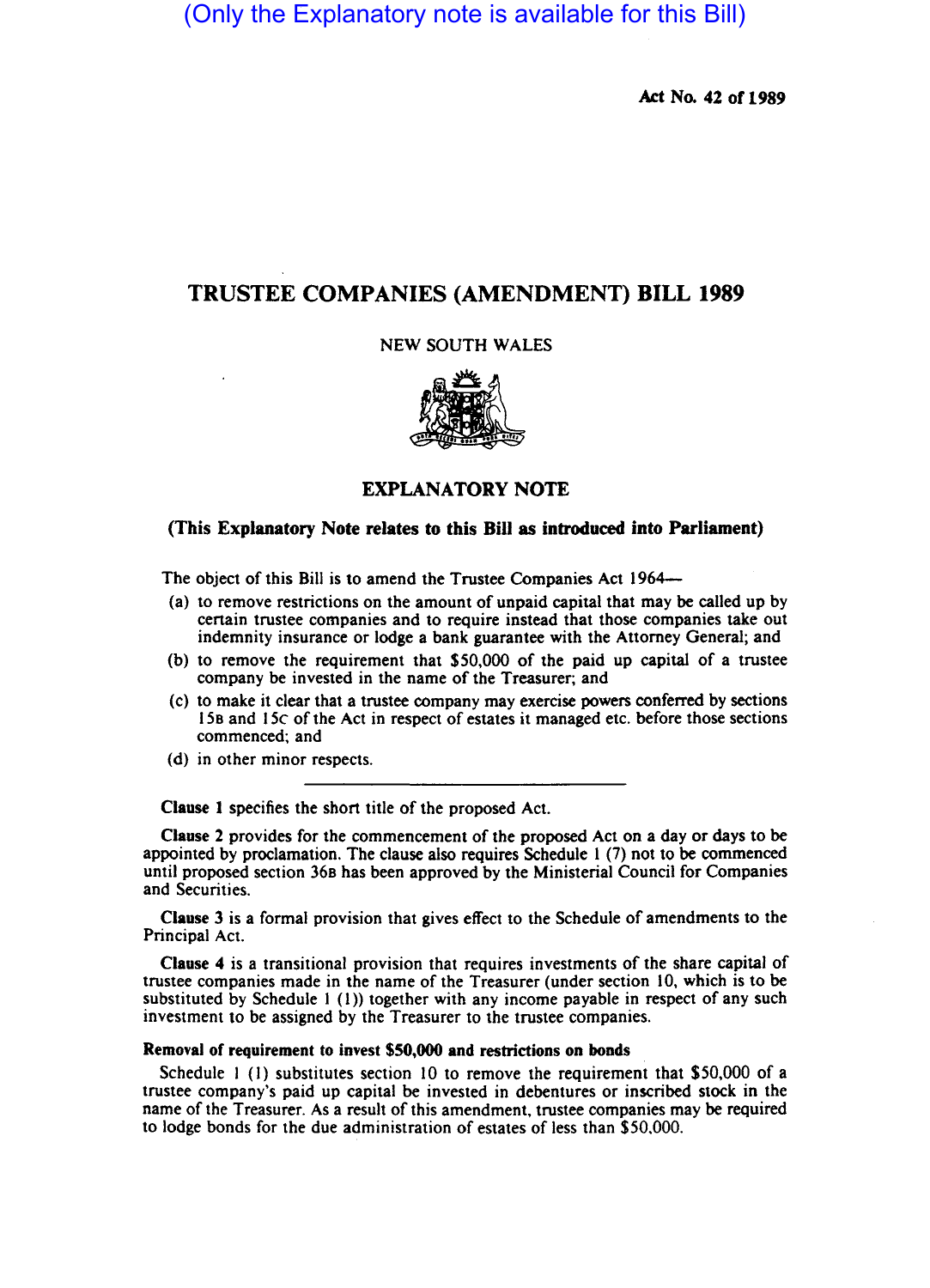(Only the Explanatory note is available for this Bill)

Act No. 42 of 1989

# TRUSTEE COMPANIES (AMENDMENT) BILL 1989

NEW SOUTH WALES

## EXPLANATORY NOTE

**(This Explanatory Note relates to this Bill as introduced into Parliament)**

The object of this Bill is to amend the Trustee Companies Act 1964—

(a) to remove restrictions on the amount of unpaid capital that may be called up by certain trustee companies and to require instead that those companies take out indemnity insurance or lodge a bank guarantee with the Attorney General; and

(b) to remove the requirement that $50,000 of the paid up capital of a trustee company be invested in the name of the Treasurer; and

(c) to make it clear that a trustee company may exercise powers conferred by sections 15B and 15C of the Act in respect of estates it managed etc. before those sections commenced; and

(d) in other minor respects.

---

**Clause 1** specifies the short title of the proposed Act.

**Clause 2** provides for the commencement of the proposed Act on a day or days to be appointed by proclamation. The clause also requires Schedule 1 (7) not to be commenced until proposed section 36B has been approved by the Ministerial Council for Companies and Securities.

**Clause 3** is a formal provision that gives effect to the Schedule of amendments to the Principal Act.

**Clause 4** is a transitional provision that requires investments of the share capital of trustee companies made in the name of the Treasurer (under section 10, which is to be substituted by Schedule 1 (1)) together with any income payable in respect of any such investment to be assigned by the Treasurer to the trustee companies.

### Removal of requirement to invest $50,000 and restrictions on bonds

Schedule 1 (1) substitutes section 10 to remove the requirement that $50,000 of a trustee company's paid up capital be invested in debentures or inscribed stock in the name of the Treasurer. As a result of this amendment, trustee companies may be required to lodge bonds for the due administration of estates of less than $50,000.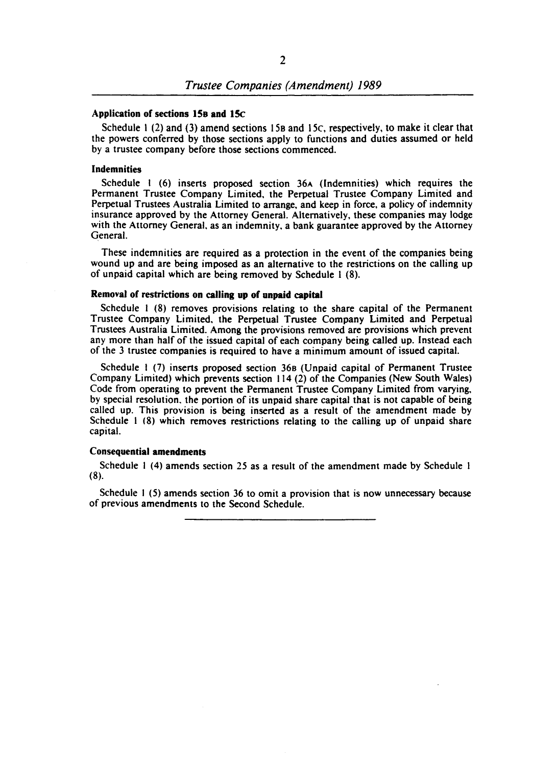#### Application of sections 15B and 15C

Schedule 1 (2) and (3) amend sections 15B and 15C, respectively, to make it clear that the powers conferred by those sections apply to functions and duties assumed or held by a trustee company before those sections commenced.

#### Indemnities

Schedule 1 (6) inserts proposed section 36A (Indemnities) which requires the Permanent Trustee Company Limited, the Perpetual Trustee Company Limited and Perpetual Trustees Australia Limited to arrange, and keep in force, a policy of indemnity insurance approved by the Attorney General. Alternatively, these companies may lodge with the Attorney General, as an indemnity, a bank guarantee approved by the Attorney General.

These indemnities are required as a protection in the event of the companies being wound up and are being imposed as an alternative to the restrictions on the calling up of unpaid capital which are being removed by Schedule 1 (8).

#### Removal of restrictions on calling up of unpaid capital

Schedule 1 (8) removes provisions relating to the share capital of the Permanent Trustee Company Limited, the Perpetual Trustee Company Limited and Perpetual Trustees Australia Limited. Among the provisions removed are provisions which prevent any more than half of the issued capital of each company being called up. Instead each of the 3 trustee companies is required to have a minimum amount of issued capital.

Schedule 1 (7) inserts proposed section 36B (Unpaid capital of Permanent Trustee Company Limited) which prevents section 114 (2) of the Companies (New South Wales) Code from operating to prevent the Permanent Trustee Company Limited from varying, by special resolution, the portion of its unpaid share capital that is not capable of being called up. This provision is being inserted as a result of the amendment made by Schedule 1 (8) which removes restrictions relating to the calling up of unpaid share capital.

#### Consequential amendments

Schedule 1 (4) amends section 25 as a result of the amendment made by Schedule 1 (8).

Schedule 1 (5) amends section 36 to omit a provision that is now unnecessary because of previous amendments to the Second Schedule.